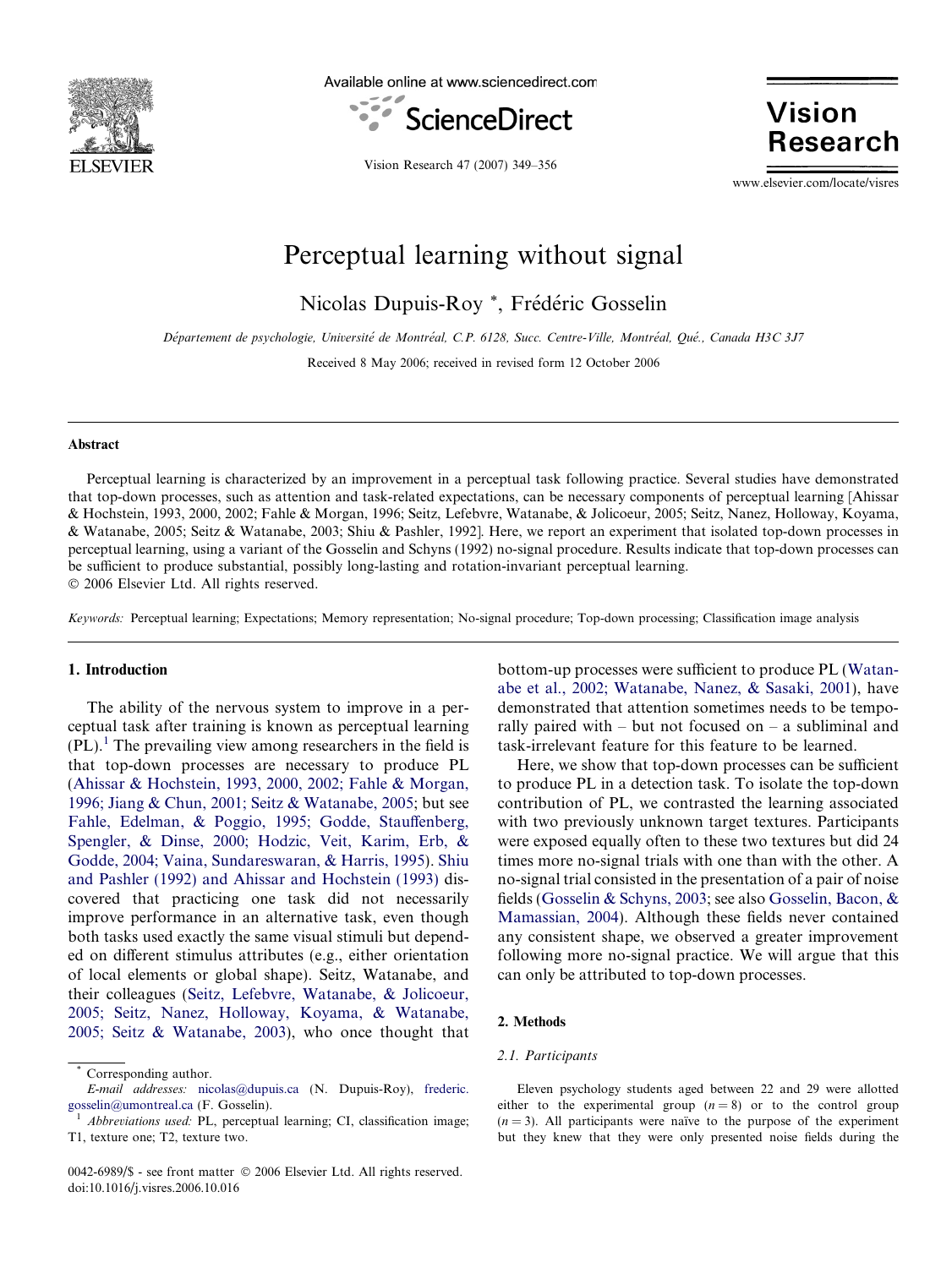# Perceptual learning without signal

Nicolas Dupuis-Roy *, Frédéric Gosselin

*Département de psychologie, Université de Montréal, C.P. 6128, Succ. Centre-Ville, Montréal, Qué., Canada H3C 3J7*

Received 8 May 2006; received in revised form 12 October 2006

## Abstract

Perceptual learning is characterized by an improvement in a perceptual task following practice. Several studies have demonstrated that top-down processes, such as attention and task-related expectations, can be necessary components of perceptual learning [Ahissar & Hochstein, 1993, 2000, 2002; Fahle & Morgan, 1996; Seitz, Lefebvre, Watanabe, & Jolicoeur, 2005; Seitz, Nanez, Holloway, Koyama, & Watanabe, 2005; Seitz & Watanabe, 2003; Shiu & Pashler, 1992]. Here, we report an experiment that isolated top-down processes in perceptual learning, using a variant of the Gosselin and Schyns (1992) no-signal procedure. Results indicate that top-down processes can be sufficient to produce substantial, possibly long-lasting and rotation-invariant perceptual learning.

© 2006 Elsevier Ltd. All rights reserved.

*Keywords:* Perceptual learning; Expectations; Memory representation; No-signal procedure; Top-down processing; Classification image analysis

## 1. Introduction

The ability of the nervous system to improve in a perceptual task after training is known as perceptual learning (PL).[1] The prevailing view among researchers in the field is that top-down processes are necessary to produce PL (Ahissar & Hochstein, 1993, 2000, 2002; Fahle & Morgan, 1996; Jiang & Chun, 2001; Seitz & Watanabe, 2005; but see Fahle, Edelman, & Poggio, 1995; Godde, Stauffenberg, Spengler, & Dinse, 2000; Hodzic, Veit, Karim, Erb, & Godde, 2004; Vaina, Sundareswaran, & Harris, 1995). Shiu and Pashler (1992) and Ahissar and Hochstein (1993) discovered that practicing one task did not necessarily improve performance in an alternative task, even though both tasks used exactly the same visual stimuli but depended on different stimulus attributes (e.g., either orientation of local elements or global shape). Seitz, Watanabe, and their colleagues (Seitz, Lefebvre, Watanabe, & Jolicoeur, 2005; Seitz, Nanez, Holloway, Koyama, & Watanabe, 2005; Seitz & Watanabe, 2003), who once thought that bottom-up processes were sufficient to produce PL (Watanabe et al., 2002; Watanabe, Nanez, & Sasaki, 2001), have demonstrated that attention sometimes needs to be temporally paired with – but not focused on – a subliminal and task-irrelevant feature for this feature to be learned.

Here, we show that top-down processes can be sufficient to produce PL in a detection task. To isolate the top-down contribution of PL, we contrasted the learning associated with two previously unknown target textures. Participants were exposed equally often to these two textures but did 24 times more no-signal trials with one than with the other. A no-signal trial consisted in the presentation of a pair of noise fields (Gosselin & Schyns, 2003; see also Gosselin, Bacon, & Mamassian, 2004). Although these fields never contained any consistent shape, we observed a greater improvement following more no-signal practice. We will argue that this can only be attributed to top-down processes.

## 2. Methods

### 2.1. Participants

Eleven psychology students aged between 22 and 29 were allotted either to the experimental group ($n = 8$) or to the control group ($n = 3$). All participants were naïve to the purpose of the experiment but they knew that they were only presented noise fields during the

---

\* Corresponding author.
*E-mail addresses:* nicolas@dupuis.ca (N. Dupuis-Roy), frederic.gosselin@umontreal.ca (F. Gosselin).

[1] *Abbreviations used:* PL, perceptual learning; CI, classification image; T1, texture one; T2, texture two.

0042-6989/$ - see front matter © 2006 Elsevier Ltd. All rights reserved.
doi:10.1016/j.visres.2006.10.016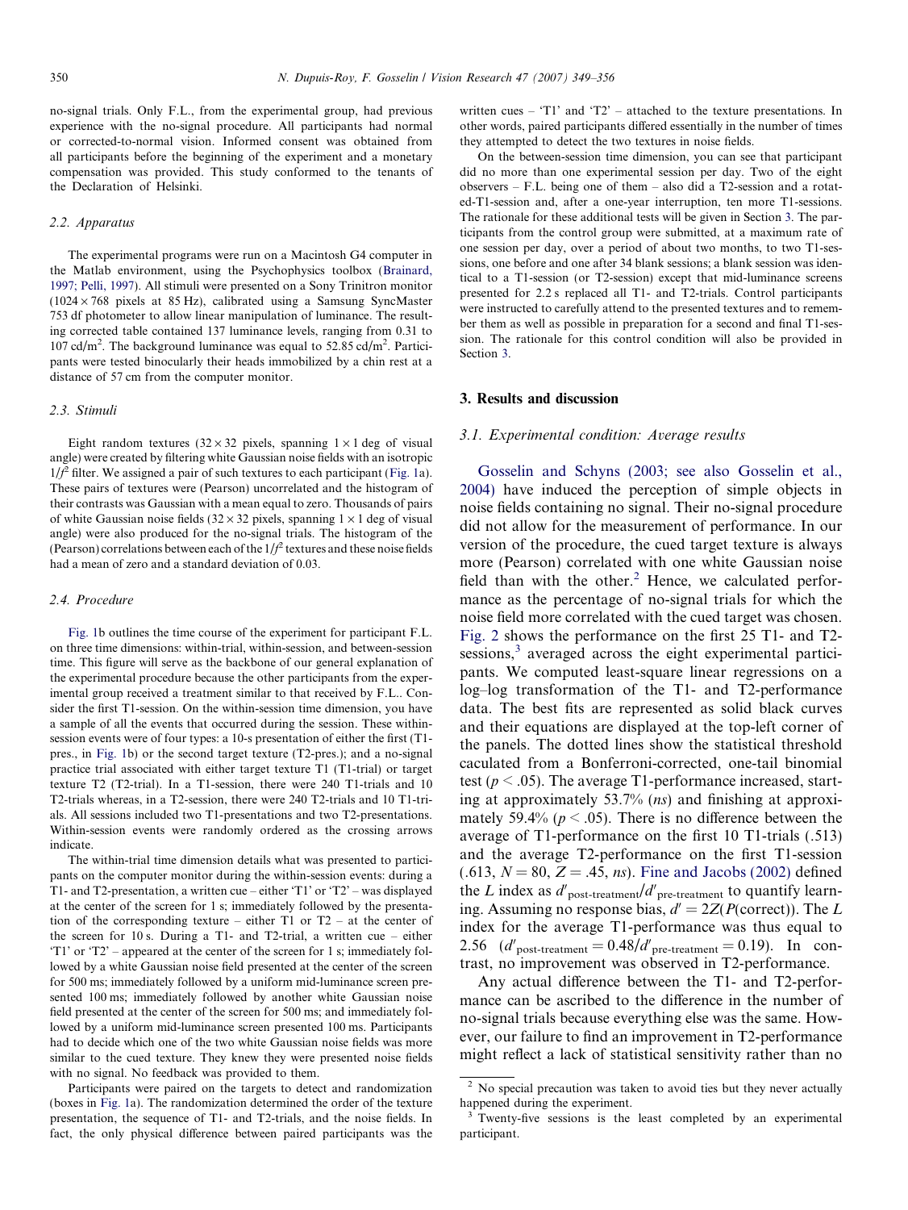no-signal trials. Only F.L., from the experimental group, had previous experience with the no-signal procedure. All participants had normal or corrected-to-normal vision. Informed consent was obtained from all participants before the beginning of the experiment and a monetary compensation was provided. This study conformed to the tenants of the Declaration of Helsinki.

### 2.2. Apparatus

The experimental programs were run on a Macintosh G4 computer in the Matlab environment, using the Psychophysics toolbox (Brainard, 1997; Pelli, 1997). All stimuli were presented on a Sony Trinitron monitor ($1024 \times 768$ pixels at 85 Hz), calibrated using a Samsung SyncMaster 753 df photometer to allow linear manipulation of luminance. The resulting corrected table contained 137 luminance levels, ranging from 0.31 to 107 cd/m$^2$. The background luminance was equal to 52.85 cd/m$^2$. Participants were tested binocularly their heads immobilized by a chin rest at a distance of 57 cm from the computer monitor.

### 2.3. Stimuli

Eight random textures ($32 \times 32$ pixels, spanning $1 \times 1$ deg of visual angle) were created by filtering white Gaussian noise fields with an isotropic $1/f^2$ filter. We assigned a pair of such textures to each participant (Fig. 1a). These pairs of textures were (Pearson) uncorrelated and the histogram of their contrasts was Gaussian with a mean equal to zero. Thousands of pairs of white Gaussian noise fields ($32 \times 32$ pixels, spanning $1 \times 1$ deg of visual angle) were also produced for the no-signal trials. The histogram of the (Pearson) correlations between each of the $1/f^2$ textures and these noise fields had a mean of zero and a standard deviation of 0.03.

### 2.4. Procedure

Fig. 1b outlines the time course of the experiment for participant F.L. on three time dimensions: within-trial, within-session, and between-session time. This figure will serve as the backbone of our general explanation of the experimental procedure because the other participants from the experimental group received a treatment similar to that received by F.L.. Consider the first T1-session. On the within-session time dimension, you have a sample of all the events that occurred during the session. These within-session events were of four types: a 10-s presentation of either the first (T1-pres., in Fig. 1b) or the second target texture (T2-pres.); and a no-signal practice trial associated with either target texture T1 (T1-trial) or target texture T2 (T2-trial). In a T1-session, there were 240 T1-trials and 10 T2-trials whereas, in a T2-session, there were 240 T2-trials and 10 T1-trials. All sessions included two T1-presentations and two T2-presentations. Within-session events were randomly ordered as the crossing arrows indicate.

The within-trial time dimension details what was presented to participants on the computer monitor during the within-session events: during a T1- and T2-presentation, a written cue – either 'T1' or 'T2' – was displayed at the center of the screen for 1 s; immediately followed by the presentation of the corresponding texture – either T1 or T2 – at the center of the screen for 10 s. During a T1- and T2-trial, a written cue – either 'T1' or 'T2' – appeared at the center of the screen for 1 s; immediately followed by a white Gaussian noise field presented at the center of the screen for 500 ms; immediately followed by a uniform mid-luminance screen presented 100 ms; immediately followed by another white Gaussian noise field presented at the center of the screen for 500 ms; and immediately followed by a uniform mid-luminance screen presented 100 ms. Participants had to decide which one of the two white Gaussian noise fields was more similar to the cued texture. They knew they were presented noise fields with no signal. No feedback was provided to them.

Participants were paired on the targets to detect and randomization (boxes in Fig. 1a). The randomization determined the order of the texture presentation, the sequence of T1- and T2-trials, and the noise fields. In fact, the only physical difference between paired participants was the written cues – 'T1' and 'T2' – attached to the texture presentations. In other words, paired participants differed essentially in the number of times they attempted to detect the two textures in noise fields.

On the between-session time dimension, you can see that participant did no more than one experimental session per day. Two of the eight observers – F.L. being one of them – also did a T2-session and a rotated-T1-session and, after a one-year interruption, ten more T1-sessions. The rationale for these additional tests will be given in Section 3. The participants from the control group were submitted, at a maximum rate of one session per day, over a period of about two months, to two T1-sessions, one before and one after 34 blank sessions; a blank session was identical to a T1-session (or T2-session) except that mid-luminance screens presented for 2.2 s replaced all T1- and T2-trials. Control participants were instructed to carefully attend to the presented textures and to remember them as well as possible in preparation for a second and final T1-session. The rationale for this control condition will also be provided in Section 3.

## 3. Results and discussion

### 3.1. Experimental condition: Average results

Gosselin and Schyns (2003; see also Gosselin et al., 2004) have induced the perception of simple objects in noise fields containing no signal. Their no-signal procedure did not allow for the measurement of performance. In our version of the procedure, the cued target texture is always more (Pearson) correlated with one white Gaussian noise field than with the other.[2] Hence, we calculated performance as the percentage of no-signal trials for which the noise field more correlated with the cued target was chosen. Fig. 2 shows the performance on the first 25 T1- and T2-sessions,[3] averaged across the eight experimental participants. We computed least-square linear regressions on a log–log transformation of the T1- and T2-performance data. The best fits are represented as solid black curves and their equations are displayed at the top-left corner of the panels. The dotted lines show the statistical threshold caculated from a Bonferroni-corrected, one-tail binomial test ($p < .05$). The average T1-performance increased, starting at approximately 53.7% (*ns*) and finishing at approximately 59.4% ($p < .05$). There is no difference between the average of T1-performance on the first 10 T1-trials (.513) and the average T2-performance on the first T1-session (.613, $N = 80$, $Z = .45$, *ns*). Fine and Jacobs (2002) defined the $L$ index as $d'_{\text{post-treatment}}/d'_{\text{pre-treatment}}$ to quantify learning. Assuming no response bias, $d' = 2Z(P(\text{correct}))$. The $L$ index for the average T1-performance was thus equal to 2.56 ($d'_{\text{post-treatment}} = 0.48/d'_{\text{pre-treatment}} = 0.19$). In contrast, no improvement was observed in T2-performance.

Any actual difference between the T1- and T2-performance can be ascribed to the difference in the number of no-signal trials because everything else was the same. However, our failure to find an improvement in T2-performance might reflect a lack of statistical sensitivity rather than no

[2] No special precaution was taken to avoid ties but they never actually happened during the experiment.

[3] Twenty-five sessions is the least completed by an experimental participant.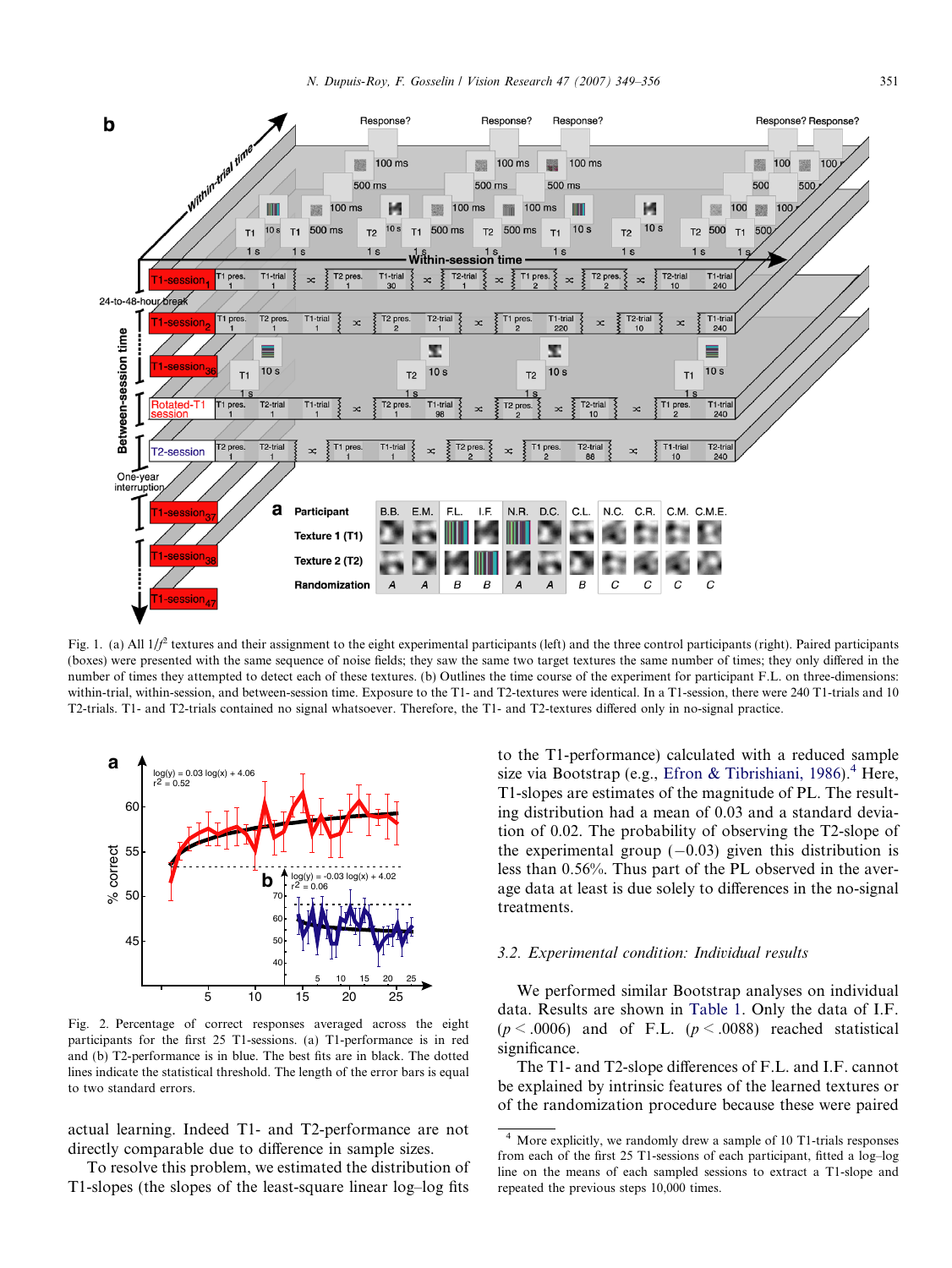Fig. 1. (a) All $1/f^2$ textures and their assignment to the eight experimental participants (left) and the three control participants (right). Paired participants (boxes) were presented with the same sequence of noise fields; they saw the same two target textures the same number of times; they only differed in the number of times they attempted to detect each of these textures. (b) Outlines the time course of the experiment for participant F.L. on three-dimensions: within-trial, within-session, and between-session time. Exposure to the T1- and T2-textures were identical. In a T1-session, there were 240 T1-trials and 10 T2-trials. T1- and T2-trials contained no signal whatsoever. Therefore, the T1- and T2-textures differed only in no-signal practice.

Fig. 2. Percentage of correct responses averaged across the eight participants for the first 25 T1-sessions. (a) T1-performance is in red and (b) T2-performance is in blue. The best fits are in black. The dotted lines indicate the statistical threshold. The length of the error bars is equal to two standard errors.

actual learning. Indeed T1- and T2-performance are not directly comparable due to difference in sample sizes.

To resolve this problem, we estimated the distribution of T1-slopes (the slopes of the least-square linear log–log fits to the T1-performance) calculated with a reduced sample size via Bootstrap (e.g., Efron & Tibrishiani, 1986).[4] Here, T1-slopes are estimates of the magnitude of PL. The resulting distribution had a mean of 0.03 and a standard deviation of 0.02. The probability of observing the T2-slope of the experimental group (−0.03) given this distribution is less than 0.56%. Thus part of the PL observed in the average data at least is due solely to differences in the no-signal treatments.

### 3.2. Experimental condition: Individual results

We performed similar Bootstrap analyses on individual data. Results are shown in Table 1. Only the data of I.F. ($p < .0006$) and of F.L. ($p < .0088$) reached statistical significance.

The T1- and T2-slope differences of F.L. and I.F. cannot be explained by intrinsic features of the learned textures or of the randomization procedure because these were paired

[4] More explicitly, we randomly drew a sample of 10 T1-trials responses from each of the first 25 T1-sessions of each participant, fitted a log–log line on the means of each sampled sessions to extract a T1-slope and repeated the previous steps 10,000 times.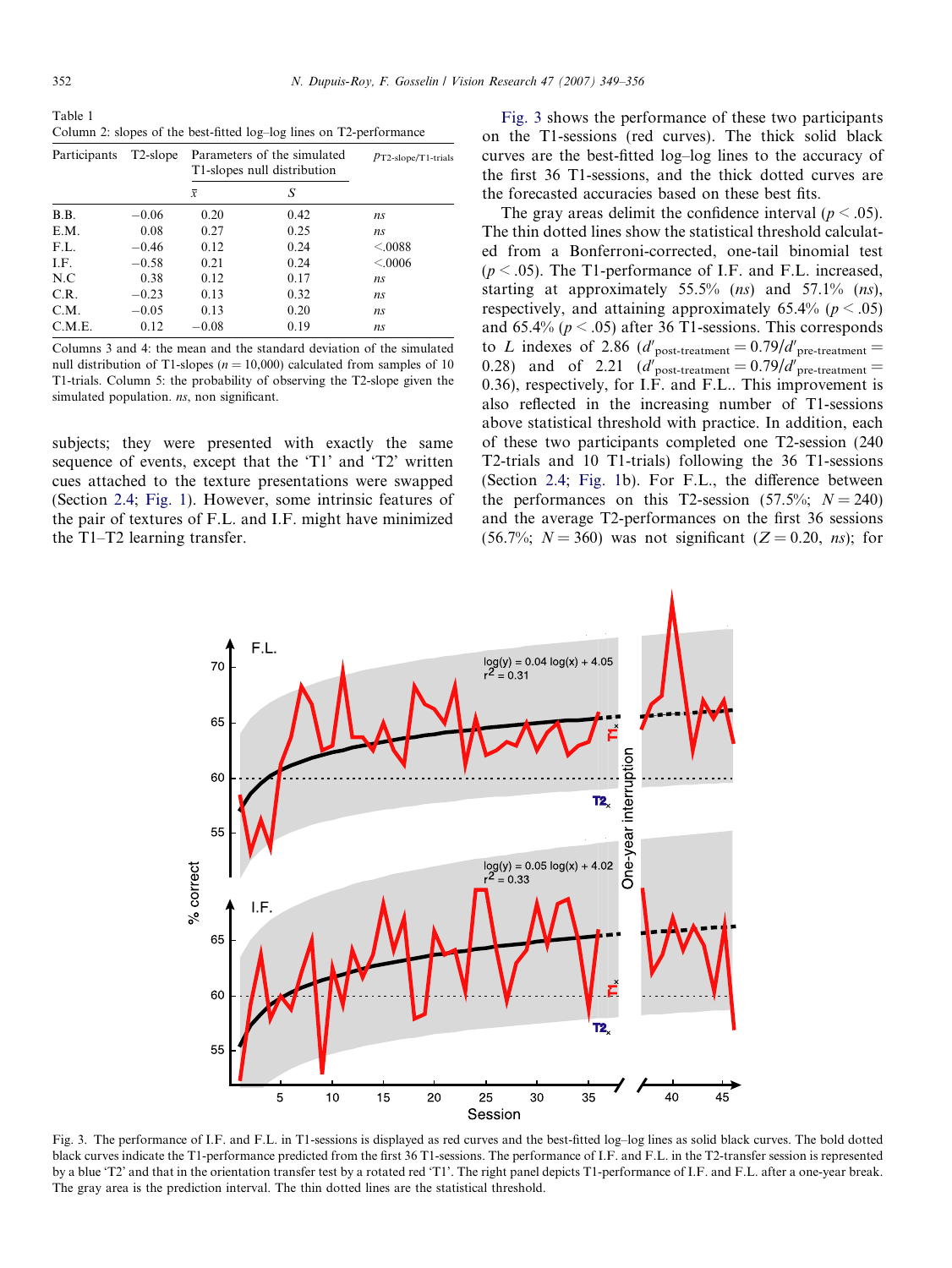Table 1
Column 2: slopes of the best-fitted log–log lines on T2-performance

| Participants | T2-slope | Parameters of the simulated T1-slopes null distribution | | $p_{\text{T2-slope/T1-trials}}$ |
|---|---|---|---|---|
| | | $\bar{x}$ | $S$ | |
| B.B. | −0.06 | 0.20 | 0.42 | *ns* |
| E.M. | 0.08 | 0.27 | 0.25 | *ns* |
| F.L. | −0.46 | 0.12 | 0.24 | <.0088 |
| I.F. | −0.58 | 0.21 | 0.24 | <.0006 |
| N.C | 0.38 | 0.12 | 0.17 | *ns* |
| C.R. | −0.23 | 0.13 | 0.32 | *ns* |
| C.M. | −0.05 | 0.13 | 0.20 | *ns* |
| C.M.E. | 0.12 | −0.08 | 0.19 | *ns* |

Columns 3 and 4: the mean and the standard deviation of the simulated null distribution of T1-slopes ($n = 10{,}000$) calculated from samples of 10 T1-trials. Column 5: the probability of observing the T2-slope given the simulated population. *ns*, non significant.

subjects; they were presented with exactly the same sequence of events, except that the 'T1' and 'T2' written cues attached to the texture presentations were swapped (Section 2.4; Fig. 1). However, some intrinsic features of the pair of textures of F.L. and I.F. might have minimized the T1–T2 learning transfer.

Fig. 3 shows the performance of these two participants on the T1-sessions (red curves). The thick solid black curves are the best-fitted log–log lines to the accuracy of the first 36 T1-sessions, and the thick dotted curves are the forecasted accuracies based on these best fits.

The gray areas delimit the confidence interval ($p < .05$). The thin dotted lines show the statistical threshold calculated from a Bonferroni-corrected, one-tail binomial test ($p < .05$). The T1-performance of I.F. and F.L. increased, starting at approximately 55.5% (*ns*) and 57.1% (*ns*), respectively, and attaining approximately 65.4% ($p < .05$) and 65.4% ($p < .05$) after 36 T1-sessions. This corresponds to $L$ indexes of 2.86 ($d'_{\text{post-treatment}} = 0.79/d'_{\text{pre-treatment}} = 0.28$) and of 2.21 ($d'_{\text{post-treatment}} = 0.79/d'_{\text{pre-treatment}} = 0.36$), respectively, for I.F. and F.L.. This improvement is also reflected in the increasing number of T1-sessions above statistical threshold with practice. In addition, each of these two participants completed one T2-session (240 T2-trials and 10 T1-trials) following the 36 T1-sessions (Section 2.4; Fig. 1b). For F.L., the difference between the performances on this T2-session (57.5%; $N = 240$) and the average T2-performances on the first 36 sessions (56.7%; $N = 360$) was not significant ($Z = 0.20$, *ns*); for

Fig. 3. The performance of I.F. and F.L. in T1-sessions is displayed as red curves and the best-fitted log–log lines as solid black curves. The bold dotted black curves indicate the T1-performance predicted from the first 36 T1-sessions. The performance of I.F. and F.L. in the T2-transfer session is represented by a blue 'T2' and that in the orientation transfer test by a rotated red 'T1'. The right panel depicts T1-performance of I.F. and F.L. after a one-year break. The gray area is the prediction interval. The thin dotted lines are the statistical threshold.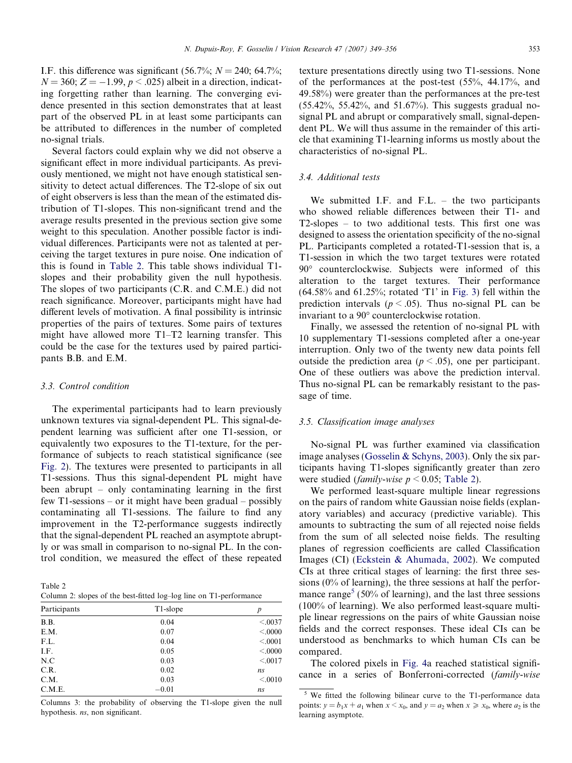I.F. this difference was significant (56.7%; $N = 240$; 64.7%; $N = 360$; $Z = -1.99$, $p < .025$) albeit in a direction, indicating forgetting rather than learning. The converging evidence presented in this section demonstrates that at least part of the observed PL in at least some participants can be attributed to differences in the number of completed no-signal trials.

Several factors could explain why we did not observe a significant effect in more individual participants. As previously mentioned, we might not have enough statistical sensitivity to detect actual differences. The T2-slope of six out of eight observers is less than the mean of the estimated distribution of T1-slopes. This non-significant trend and the average results presented in the previous section give some weight to this speculation. Another possible factor is individual differences. Participants were not as talented at perceiving the target textures in pure noise. One indication of this is found in Table 2. This table shows individual T1-slopes and their probability given the null hypothesis. The slopes of two participants (C.R. and C.M.E.) did not reach significance. Moreover, participants might have had different levels of motivation. A final possibility is intrinsic properties of the pairs of textures. Some pairs of textures might have allowed more T1–T2 learning transfer. This could be the case for the textures used by paired participants B.B. and E.M.

### 3.3. Control condition

The experimental participants had to learn previously unknown textures via signal-dependent PL. This signal-dependent learning was sufficient after one T1-session, or equivalently two exposures to the T1-texture, for the performance of subjects to reach statistical significance (see Fig. 2). The textures were presented to participants in all T1-sessions. Thus this signal-dependent PL might have been abrupt – only contaminating learning in the first few T1-sessions – or it might have been gradual – possibly contaminating all T1-sessions. The failure to find any improvement in the T2-performance suggests indirectly that the signal-dependent PL reached an asymptote abruptly or was small in comparison to no-signal PL. In the control condition, we measured the effect of these repeated texture presentations directly using two T1-sessions. None of the performances at the post-test (55%, 44.17%, and 49.58%) were greater than the performances at the pre-test (55.42%, 55.42%, and 51.67%). This suggests gradual no-signal PL and abrupt or comparatively small, signal-dependent PL. We will thus assume in the remainder of this article that examining T1-learning informs us mostly about the characteristics of no-signal PL.

Table 2
Column 2: slopes of the best-fitted log–log line on T1-performance

| Participants | T1-slope | $p$ |
|---|---|---|
| B.B. | 0.04 | <.0037 |
| E.M. | 0.07 | <.0000 |
| F.L. | 0.04 | <.0001 |
| I.F. | 0.05 | <.0000 |
| N.C | 0.03 | <.0017 |
| C.R. | 0.02 | *ns* |
| C.M. | 0.03 | <.0010 |
| C.M.E. | −0.01 | *ns* |

Columns 3: the probability of observing the T1-slope given the null hypothesis. *ns*, non significant.

### 3.4. Additional tests

We submitted I.F. and F.L. – the two participants who showed reliable differences between their T1- and T2-slopes – to two additional tests. This first one was designed to assess the orientation specificity of the no-signal PL. Participants completed a rotated-T1-session that is, a T1-session in which the two target textures were rotated 90° counterclockwise. Subjects were informed of this alteration to the target textures. Their performance (64.58% and 61.25%; rotated 'T1' in Fig. 3) fell within the prediction intervals ($p < .05$). Thus no-signal PL can be invariant to a 90° counterclockwise rotation.

Finally, we assessed the retention of no-signal PL with 10 supplementary T1-sessions completed after a one-year interruption. Only two of the twenty new data points fell outside the prediction area ($p < .05$), one per participant. One of these outliers was above the prediction interval. Thus no-signal PL can be remarkably resistant to the passage of time.

### 3.5. Classification image analyses

No-signal PL was further examined via classification image analyses (Gosselin & Schyns, 2003). Only the six participants having T1-slopes significantly greater than zero were studied (*family-wise* $p < 0.05$; Table 2).

We performed least-square multiple linear regressions on the pairs of random white Gaussian noise fields (explanatory variables) and accuracy (predictive variable). This amounts to subtracting the sum of all rejected noise fields from the sum of all selected noise fields. The resulting planes of regression coefficients are called Classification Images (CI) (Eckstein & Ahumada, 2002). We computed CIs at three critical stages of learning: the first three sessions (0% of learning), the three sessions at half the performance range[5] (50% of learning), and the last three sessions (100% of learning). We also performed least-square multiple linear regressions on the pairs of white Gaussian noise fields and the correct responses. These ideal CIs can be understood as benchmarks to which human CIs can be compared.

The colored pixels in Fig. 4a reached statistical significance in a series of Bonferroni-corrected (*family-wise*

[5] We fitted the following bilinear curve to the T1-performance data points: $y = b_1x + a_1$ when $x < x_0$, and $y = a_2$ when $x \geqslant x_0$, where $a_2$ is the learning asymptote.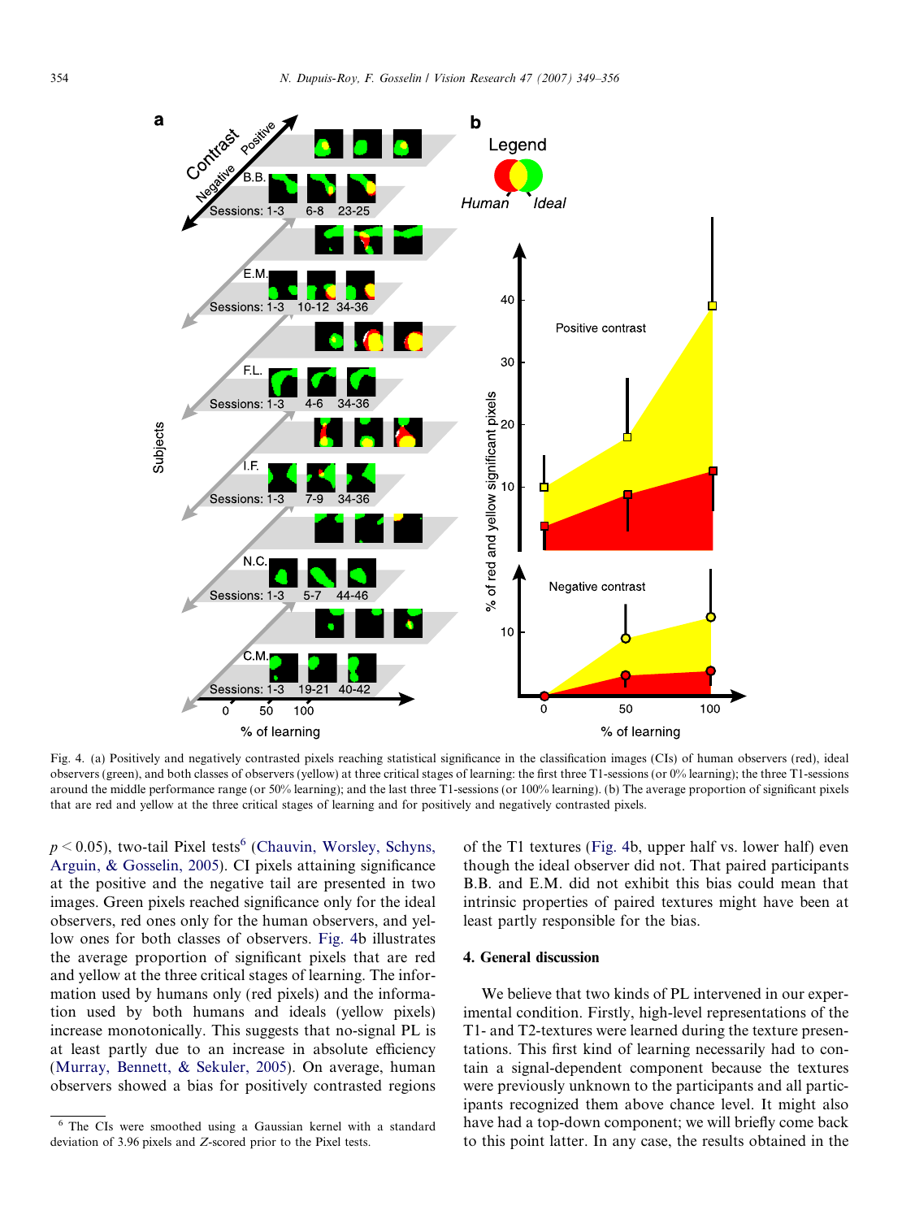Fig. 4. (a) Positively and negatively contrasted pixels reaching statistical significance in the classification images (CIs) of human observers (red), ideal observers (green), and both classes of observers (yellow) at three critical stages of learning: the first three T1-sessions (or 0% learning); the three T1-sessions around the middle performance range (or 50% learning); and the last three T1-sessions (or 100% learning). (b) The average proportion of significant pixels that are red and yellow at the three critical stages of learning and for positively and negatively contrasted pixels.

$p < 0.05$), two-tail Pixel tests[6] (Chauvin, Worsley, Schyns, Arguin, & Gosselin, 2005). CI pixels attaining significance at the positive and the negative tail are presented in two images. Green pixels reached significance only for the ideal observers, red ones only for the human observers, and yellow ones for both classes of observers. Fig. 4b illustrates the average proportion of significant pixels that are red and yellow at the three critical stages of learning. The information used by humans only (red pixels) and the information used by both humans and ideals (yellow pixels) increase monotonically. This suggests that no-signal PL is at least partly due to an increase in absolute efficiency (Murray, Bennett, & Sekuler, 2005). On average, human observers showed a bias for positively contrasted regions of the T1 textures (Fig. 4b, upper half vs. lower half) even though the ideal observer did not. That paired participants B.B. and E.M. did not exhibit this bias could mean that intrinsic properties of paired textures might have been at least partly responsible for the bias.

## 4. General discussion

We believe that two kinds of PL intervened in our experimental condition. Firstly, high-level representations of the T1- and T2-textures were learned during the texture presentations. This first kind of learning necessarily had to contain a signal-dependent component because the textures were previously unknown to the participants and all participants recognized them above chance level. It might also have had a top-down component; we will briefly come back to this point latter. In any case, the results obtained in the

[6] The CIs were smoothed using a Gaussian kernel with a standard deviation of 3.96 pixels and Z-scored prior to the Pixel tests.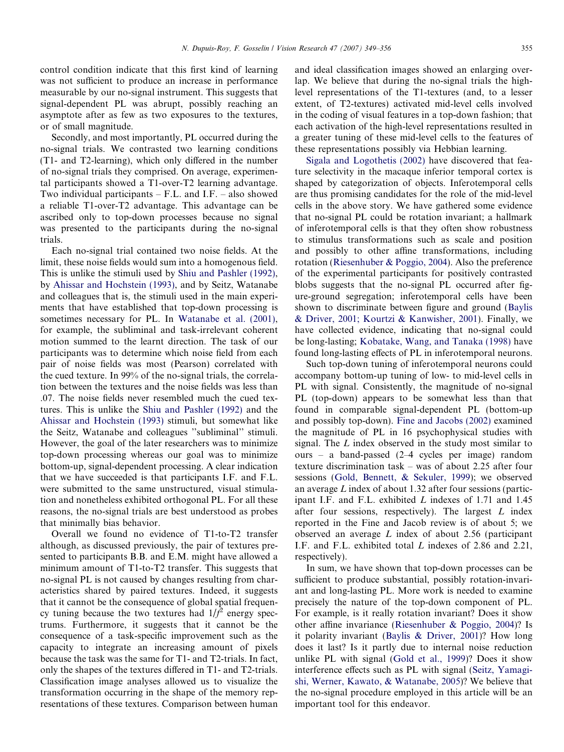control condition indicate that this first kind of learning was not sufficient to produce an increase in performance measurable by our no-signal instrument. This suggests that signal-dependent PL was abrupt, possibly reaching an asymptote after as few as two exposures to the textures, or of small magnitude.

Secondly, and most importantly, PL occurred during the no-signal trials. We contrasted two learning conditions (T1- and T2-learning), which only differed in the number of no-signal trials they comprised. On average, experimental participants showed a T1-over-T2 learning advantage. Two individual participants – F.L. and I.F. – also showed a reliable T1-over-T2 advantage. This advantage can be ascribed only to top-down processes because no signal was presented to the participants during the no-signal trials.

Each no-signal trial contained two noise fields. At the limit, these noise fields would sum into a homogenous field. This is unlike the stimuli used by Shiu and Pashler (1992), by Ahissar and Hochstein (1993), and by Seitz, Watanabe and colleagues that is, the stimuli used in the main experiments that have established that top-down processing is sometimes necessary for PL. In Watanabe et al. (2001), for example, the subliminal and task-irrelevant coherent motion summed to the learnt direction. The task of our participants was to determine which noise field from each pair of noise fields was most (Pearson) correlated with the cued texture. In 99% of the no-signal trials, the correlation between the textures and the noise fields was less than .07. The noise fields never resembled much the cued textures. This is unlike the Shiu and Pashler (1992) and the Ahissar and Hochstein (1993) stimuli, but somewhat like the Seitz, Watanabe and colleagues "subliminal" stimuli. However, the goal of the later researchers was to minimize top-down processing whereas our goal was to minimize bottom-up, signal-dependent processing. A clear indication that we have succeeded is that participants I.F. and F.L. were submitted to the same unstructured, visual stimulation and nonetheless exhibited orthogonal PL. For all these reasons, the no-signal trials are best understood as probes that minimally bias behavior.

Overall we found no evidence of T1-to-T2 transfer although, as discussed previously, the pair of textures presented to participants B.B. and E.M. might have allowed a minimum amount of T1-to-T2 transfer. This suggests that no-signal PL is not caused by changes resulting from characteristics shared by paired textures. Indeed, it suggests that it cannot be the consequence of global spatial frequency tuning because the two textures had $1/f^2$ energy spectrums. Furthermore, it suggests that it cannot be the consequence of a task-specific improvement such as the capacity to integrate an increasing amount of pixels because the task was the same for T1- and T2-trials. In fact, only the shapes of the textures differed in T1- and T2-trials. Classification image analyses allowed us to visualize the transformation occurring in the shape of the memory representations of these textures. Comparison between human and ideal classification images showed an enlarging overlap. We believe that during the no-signal trials the high-level representations of the T1-textures (and, to a lesser extent, of T2-textures) activated mid-level cells involved in the coding of visual features in a top-down fashion; that each activation of the high-level representations resulted in a greater tuning of these mid-level cells to the features of these representations possibly via Hebbian learning.

Sigala and Logothetis (2002) have discovered that feature selectivity in the macaque inferior temporal cortex is shaped by categorization of objects. Inferotemporal cells are thus promising candidates for the role of the mid-level cells in the above story. We have gathered some evidence that no-signal PL could be rotation invariant; a hallmark of inferotemporal cells is that they often show robustness to stimulus transformations such as scale and position and possibly to other affine transformations, including rotation (Riesenhuber & Poggio, 2004). Also the preference of the experimental participants for positively contrasted blobs suggests that the no-signal PL occurred after figure-ground segregation; inferotemporal cells have been shown to discriminate between figure and ground (Baylis & Driver, 2001; Kourtzi & Kanwisher, 2001). Finally, we have collected evidence, indicating that no-signal could be long-lasting; Kobatake, Wang, and Tanaka (1998) have found long-lasting effects of PL in inferotemporal neurons.

Such top-down tuning of inferotemporal neurons could accompany bottom-up tuning of low- to mid-level cells in PL with signal. Consistently, the magnitude of no-signal PL (top-down) appears to be somewhat less than that found in comparable signal-dependent PL (bottom-up and possibly top-down). Fine and Jacobs (2002) examined the magnitude of PL in 16 psychophysical studies with signal. The $L$ index observed in the study most similar to ours – a band-passed (2–4 cycles per image) random texture discrimination task – was of about 2.25 after four sessions (Gold, Bennett, & Sekuler, 1999); we observed an average $L$ index of about 1.32 after four sessions (participant I.F. and F.L. exhibited $L$ indexes of 1.71 and 1.45 after four sessions, respectively). The largest $L$ index reported in the Fine and Jacob review is of about 5; we observed an average $L$ index of about 2.56 (participant I.F. and F.L. exhibited total $L$ indexes of 2.86 and 2.21, respectively).

In sum, we have shown that top-down processes can be sufficient to produce substantial, possibly rotation-invariant and long-lasting PL. More work is needed to examine precisely the nature of the top-down component of PL. For example, is it really rotation invariant? Does it show other affine invariance (Riesenhuber & Poggio, 2004)? Is it polarity invariant (Baylis & Driver, 2001)? How long does it last? Is it partly due to internal noise reduction unlike PL with signal (Gold et al., 1999)? Does it show interference effects such as PL with signal (Seitz, Yamagishi, Werner, Kawato, & Watanabe, 2005)? We believe that the no-signal procedure employed in this article will be an important tool for this endeavor.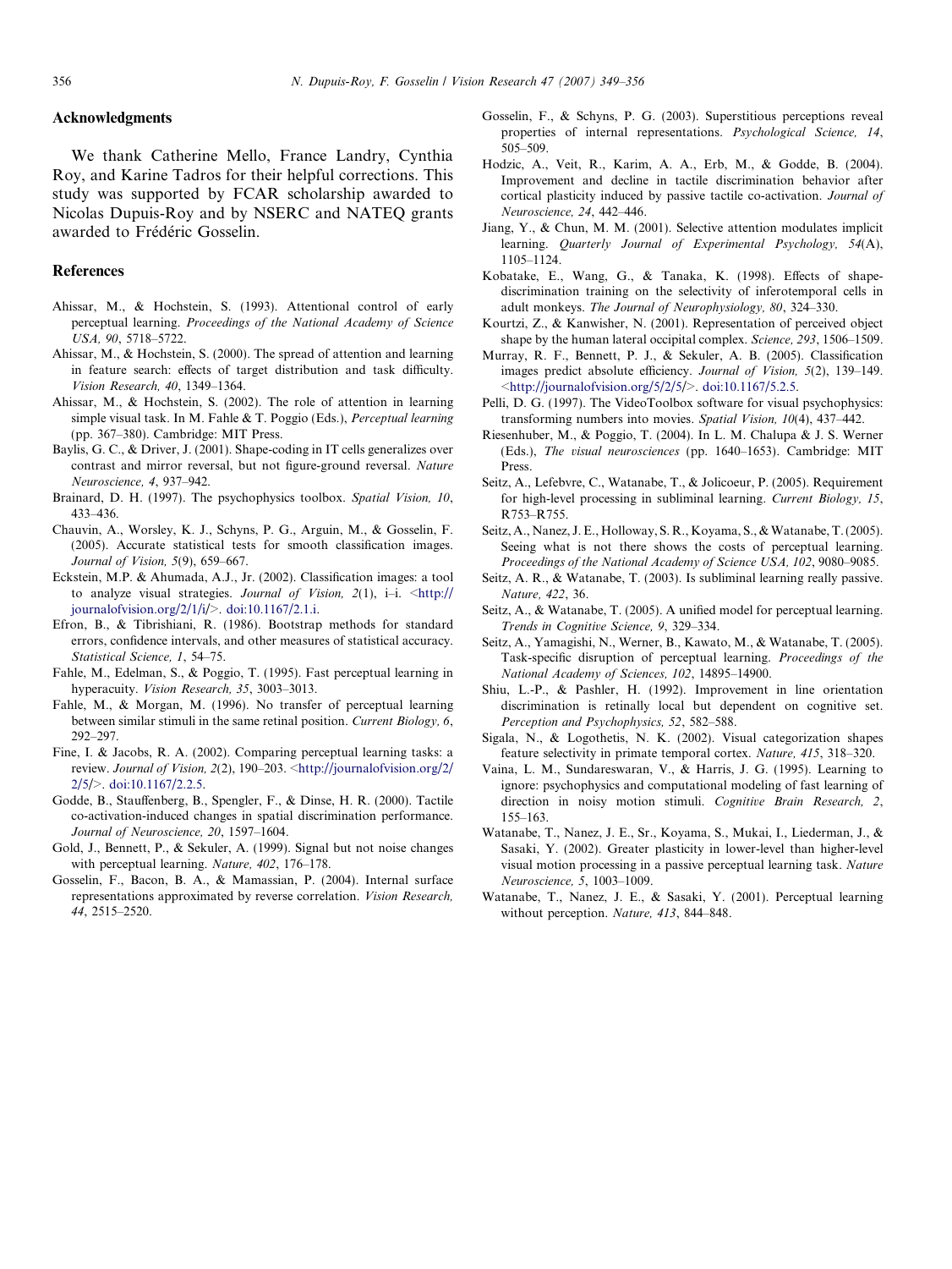## Acknowledgments

We thank Catherine Mello, France Landry, Cynthia Roy, and Karine Tadros for their helpful corrections. This study was supported by FCAR scholarship awarded to Nicolas Dupuis-Roy and by NSERC and NATEQ grants awarded to Frédéric Gosselin.

## References

Ahissar, M., & Hochstein, S. (1993). Attentional control of early perceptual learning. *Proceedings of the National Academy of Science USA, 90*, 5718–5722.

Ahissar, M., & Hochstein, S. (2000). The spread of attention and learning in feature search: effects of target distribution and task difficulty. *Vision Research, 40*, 1349–1364.

Ahissar, M., & Hochstein, S. (2002). The role of attention in learning simple visual task. In M. Fahle & T. Poggio (Eds.), *Perceptual learning* (pp. 367–380). Cambridge: MIT Press.

Baylis, G. C., & Driver, J. (2001). Shape-coding in IT cells generalizes over contrast and mirror reversal, but not figure-ground reversal. *Nature Neuroscience, 4*, 937–942.

Brainard, D. H. (1997). The psychophysics toolbox. *Spatial Vision, 10*, 433–436.

Chauvin, A., Worsley, K. J., Schyns, P. G., Arguin, M., & Gosselin, F. (2005). Accurate statistical tests for smooth classification images. *Journal of Vision, 5*(9), 659–667.

Eckstein, M.P. & Ahumada, A.J., Jr. (2002). Classification images: a tool to analyze visual strategies. *Journal of Vision, 2*(1), i–i. <http://journalofvision.org/2/1/i/>. doi:10.1167/2.1.i.

Efron, B., & Tibrishiani, R. (1986). Bootstrap methods for standard errors, confidence intervals, and other measures of statistical accuracy. *Statistical Science, 1*, 54–75.

Fahle, M., Edelman, S., & Poggio, T. (1995). Fast perceptual learning in hyperacuity. *Vision Research, 35*, 3003–3013.

Fahle, M., & Morgan, M. (1996). No transfer of perceptual learning between similar stimuli in the same retinal position. *Current Biology, 6*, 292–297.

Fine, I. & Jacobs, R. A. (2002). Comparing perceptual learning tasks: a review. *Journal of Vision, 2*(2), 190–203. <http://journalofvision.org/2/2/5/>. doi:10.1167/2.2.5.

Godde, B., Stauffenberg, B., Spengler, F., & Dinse, H. R. (2000). Tactile co-activation-induced changes in spatial discrimination performance. *Journal of Neuroscience, 20*, 1597–1604.

Gold, J., Bennett, P., & Sekuler, A. (1999). Signal but not noise changes with perceptual learning. *Nature, 402*, 176–178.

Gosselin, F., Bacon, B. A., & Mamassian, P. (2004). Internal surface representations approximated by reverse correlation. *Vision Research, 44*, 2515–2520.

Gosselin, F., & Schyns, P. G. (2003). Superstitious perceptions reveal properties of internal representations. *Psychological Science, 14*, 505–509.

Hodzic, A., Veit, R., Karim, A. A., Erb, M., & Godde, B. (2004). Improvement and decline in tactile discrimination behavior after cortical plasticity induced by passive tactile co-activation. *Journal of Neuroscience, 24*, 442–446.

Jiang, Y., & Chun, M. M. (2001). Selective attention modulates implicit learning. *Quarterly Journal of Experimental Psychology, 54*(A), 1105–1124.

Kobatake, E., Wang, G., & Tanaka, K. (1998). Effects of shape-discrimination training on the selectivity of inferotemporal cells in adult monkeys. *The Journal of Neurophysiology, 80*, 324–330.

Kourtzi, Z., & Kanwisher, N. (2001). Representation of perceived object shape by the human lateral occipital complex. *Science, 293*, 1506–1509.

Murray, R. F., Bennett, P. J., & Sekuler, A. B. (2005). Classification images predict absolute efficiency. *Journal of Vision, 5*(2), 139–149. <http://journalofvision.org/5/2/5/>. doi:10.1167/5.2.5.

Pelli, D. G. (1997). The VideoToolbox software for visual psychophysics: transforming numbers into movies. *Spatial Vision, 10*(4), 437–442.

Riesenhuber, M., & Poggio, T. (2004). In L. M. Chalupa & J. S. Werner (Eds.), *The visual neurosciences* (pp. 1640–1653). Cambridge: MIT Press.

Seitz, A., Lefebvre, C., Watanabe, T., & Jolicoeur, P. (2005). Requirement for high-level processing in subliminal learning. *Current Biology, 15*, R753–R755.

Seitz, A., Nanez, J. E., Holloway, S. R., Koyama, S., & Watanabe, T. (2005). Seeing what is not there shows the costs of perceptual learning. *Proceedings of the National Academy of Science USA, 102*, 9080–9085.

Seitz, A. R., & Watanabe, T. (2003). Is subliminal learning really passive. *Nature, 422*, 36.

Seitz, A., & Watanabe, T. (2005). A unified model for perceptual learning. *Trends in Cognitive Science, 9*, 329–334.

Seitz, A., Yamagishi, N., Werner, B., Kawato, M., & Watanabe, T. (2005). Task-specific disruption of perceptual learning. *Proceedings of the National Academy of Sciences, 102*, 14895–14900.

Shiu, L.-P., & Pashler, H. (1992). Improvement in line orientation discrimination is retinally local but dependent on cognitive set. *Perception and Psychophysics, 52*, 582–588.

Sigala, N., & Logothetis, N. K. (2002). Visual categorization shapes feature selectivity in primate temporal cortex. *Nature, 415*, 318–320.

Vaina, L. M., Sundareswaran, V., & Harris, J. G. (1995). Learning to ignore: psychophysics and computational modeling of fast learning of direction in noisy motion stimuli. *Cognitive Brain Research, 2*, 155–163.

Watanabe, T., Nanez, J. E., Sr., Koyama, S., Mukai, I., Liederman, J., & Sasaki, Y. (2002). Greater plasticity in lower-level than higher-level visual motion processing in a passive perceptual learning task. *Nature Neuroscience, 5*, 1003–1009.

Watanabe, T., Nanez, J. E., & Sasaki, Y. (2001). Perceptual learning without perception. *Nature, 413*, 844–848.